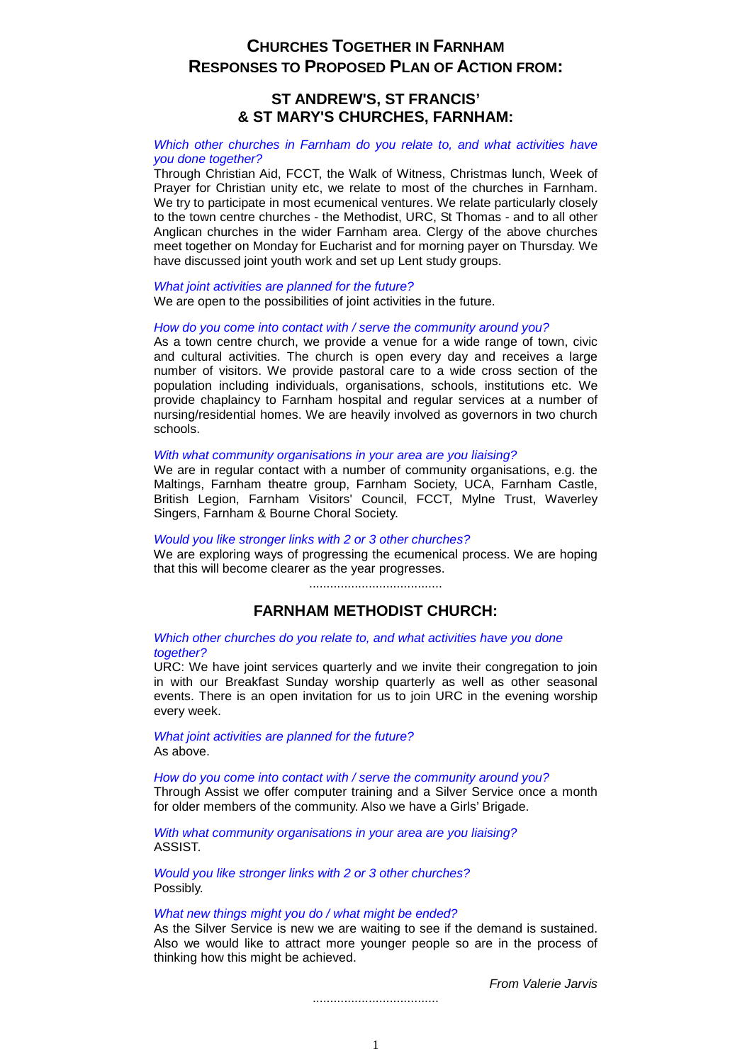# Churches Together in Farnham
# Responses to Proposed Plan of Action from:

## ST ANDREW'S, ST FRANCIS' & ST MARY'S CHURCHES, FARNHAM:

*Which other churches in Farnham do you relate to, and what activities have you done together?*

Through Christian Aid, FCCT, the Walk of Witness, Christmas lunch, Week of Prayer for Christian unity etc, we relate to most of the churches in Farnham. We try to participate in most ecumenical ventures. We relate particularly closely to the town centre churches - the Methodist, URC, St Thomas - and to all other Anglican churches in the wider Farnham area. Clergy of the above churches meet together on Monday for Eucharist and for morning payer on Thursday. We have discussed joint youth work and set up Lent study groups.

*What joint activities are planned for the future?*

We are open to the possibilities of joint activities in the future.

*How do you come into contact with / serve the community around you?*

As a town centre church, we provide a venue for a wide range of town, civic and cultural activities. The church is open every day and receives a large number of visitors. We provide pastoral care to a wide cross section of the population including individuals, organisations, schools, institutions etc. We provide chaplaincy to Farnham hospital and regular services at a number of nursing/residential homes. We are heavily involved as governors in two church schools.

*With what community organisations in your area are you liaising?*

We are in regular contact with a number of community organisations, e.g. the Maltings, Farnham theatre group, Farnham Society, UCA, Farnham Castle, British Legion, Farnham Visitors' Council, FCCT, Mylne Trust, Waverley Singers, Farnham & Bourne Choral Society.

*Would you like stronger links with 2 or 3 other churches?*

We are exploring ways of progressing the ecumenical process. We are hoping that this will become clearer as the year progresses.

......................................

## FARNHAM METHODIST CHURCH:

*Which other churches do you relate to, and what activities have you done together?*

URC: We have joint services quarterly and we invite their congregation to join in with our Breakfast Sunday worship quarterly as well as other seasonal events. There is an open invitation for us to join URC in the evening worship every week.

*What joint activities are planned for the future?*

As above.

*How do you come into contact with / serve the community around you?*

Through Assist we offer computer training and a Silver Service once a month for older members of the community. Also we have a Girls' Brigade.

*With what community organisations in your area are you liaising?*

ASSIST.

*Would you like stronger links with 2 or 3 other churches?*

Possibly.

*What new things might you do / what might be ended?*

As the Silver Service is new we are waiting to see if the demand is sustained. Also we would like to attract more younger people so are in the process of thinking how this might be achieved.

*From Valerie Jarvis*

....................................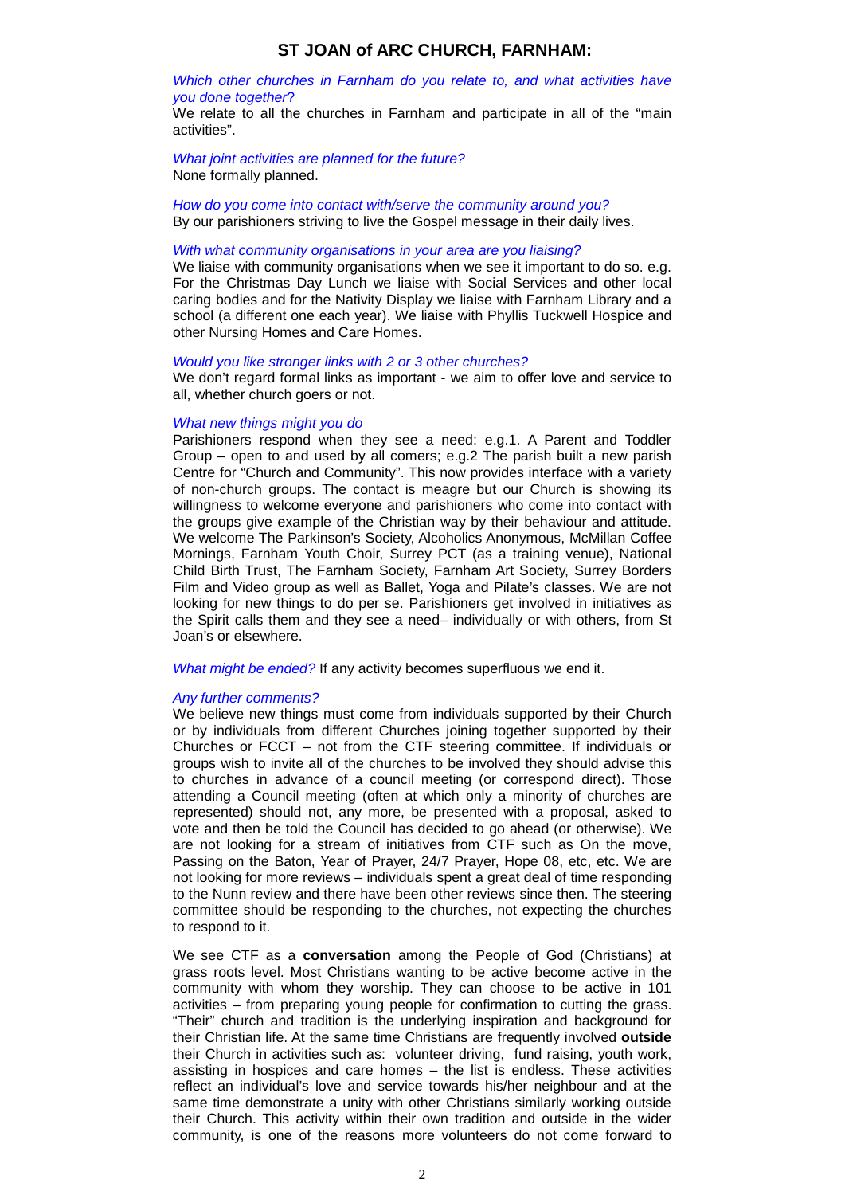## ST JOAN of ARC CHURCH, FARNHAM:

*Which other churches in Farnham do you relate to, and what activities have you done together?*
We relate to all the churches in Farnham and participate in all of the "main activities".

*What joint activities are planned for the future?*
None formally planned.

*How do you come into contact with/serve the community around you?*
By our parishioners striving to live the Gospel message in their daily lives.

*With what community organisations in your area are you liaising?*
We liaise with community organisations when we see it important to do so. e.g. For the Christmas Day Lunch we liaise with Social Services and other local caring bodies and for the Nativity Display we liaise with Farnham Library and a school (a different one each year). We liaise with Phyllis Tuckwell Hospice and other Nursing Homes and Care Homes.

*Would you like stronger links with 2 or 3 other churches?*
We don't regard formal links as important - we aim to offer love and service to all, whether church goers or not.

*What new things might you do*
Parishioners respond when they see a need: e.g.1. A Parent and Toddler Group – open to and used by all comers; e.g.2 The parish built a new parish Centre for "Church and Community". This now provides interface with a variety of non-church groups. The contact is meagre but our Church is showing its willingness to welcome everyone and parishioners who come into contact with the groups give example of the Christian way by their behaviour and attitude. We welcome The Parkinson's Society, Alcoholics Anonymous, McMillan Coffee Mornings, Farnham Youth Choir, Surrey PCT (as a training venue), National Child Birth Trust, The Farnham Society, Farnham Art Society, Surrey Borders Film and Video group as well as Ballet, Yoga and Pilate's classes. We are not looking for new things to do per se. Parishioners get involved in initiatives as the Spirit calls them and they see a need– individually or with others, from St Joan's or elsewhere.

*What might be ended?* If any activity becomes superfluous we end it.

*Any further comments?*
We believe new things must come from individuals supported by their Church or by individuals from different Churches joining together supported by their Churches or FCCT – not from the CTF steering committee. If individuals or groups wish to invite all of the churches to be involved they should advise this to churches in advance of a council meeting (or correspond direct). Those attending a Council meeting (often at which only a minority of churches are represented) should not, any more, be presented with a proposal, asked to vote and then be told the Council has decided to go ahead (or otherwise). We are not looking for a stream of initiatives from CTF such as On the move, Passing on the Baton, Year of Prayer, 24/7 Prayer, Hope 08, etc, etc. We are not looking for more reviews – individuals spent a great deal of time responding to the Nunn review and there have been other reviews since then. The steering committee should be responding to the churches, not expecting the churches to respond to it.

We see CTF as a **conversation** among the People of God (Christians) at grass roots level. Most Christians wanting to be active become active in the community with whom they worship. They can choose to be active in 101 activities – from preparing young people for confirmation to cutting the grass. "Their" church and tradition is the underlying inspiration and background for their Christian life. At the same time Christians are frequently involved **outside** their Church in activities such as: volunteer driving, fund raising, youth work, assisting in hospices and care homes – the list is endless. These activities reflect an individual's love and service towards his/her neighbour and at the same time demonstrate a unity with other Christians similarly working outside their Church. This activity within their own tradition and outside in the wider community, is one of the reasons more volunteers do not come forward to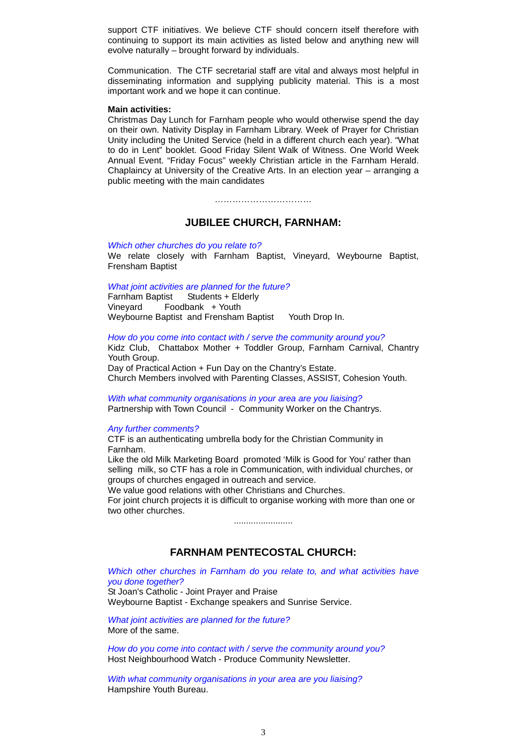support CTF initiatives. We believe CTF should concern itself therefore with continuing to support its main activities as listed below and anything new will evolve naturally – brought forward by individuals.

Communication. The CTF secretarial staff are vital and always most helpful in disseminating information and supplying publicity material. This is a most important work and we hope it can continue.

**Main activities:**
Christmas Day Lunch for Farnham people who would otherwise spend the day on their own. Nativity Display in Farnham Library. Week of Prayer for Christian Unity including the United Service (held in a different church each year). "What to do in Lent" booklet. Good Friday Silent Walk of Witness. One World Week Annual Event. "Friday Focus" weekly Christian article in the Farnham Herald. Chaplaincy at University of the Creative Arts. In an election year – arranging a public meeting with the main candidates

……………………………

## JUBILEE CHURCH, FARNHAM:

*Which other churches do you relate to?*
We relate closely with Farnham Baptist, Vineyard, Weybourne Baptist, Frensham Baptist

*What joint activities are planned for the future?*
Farnham Baptist  Students + Elderly
Vineyard  Foodbank + Youth
Weybourne Baptist and Frensham Baptist  Youth Drop In.

*How do you come into contact with / serve the community around you?*
Kidz Club, Chattabox Mother + Toddler Group, Farnham Carnival, Chantry Youth Group.
Day of Practical Action + Fun Day on the Chantry's Estate.
Church Members involved with Parenting Classes, ASSIST, Cohesion Youth.

*With what community organisations in your area are you liaising?*
Partnership with Town Council - Community Worker on the Chantrys.

*Any further comments?*
CTF is an authenticating umbrella body for the Christian Community in Farnham.
Like the old Milk Marketing Board promoted 'Milk is Good for You' rather than selling milk, so CTF has a role in Communication, with individual churches, or groups of churches engaged in outreach and service.
We value good relations with other Christians and Churches.
For joint church projects it is difficult to organise working with more than one or two other churches.

........................

## FARNHAM PENTECOSTAL CHURCH:

*Which other churches in Farnham do you relate to, and what activities have you done together?*
St Joan's Catholic - Joint Prayer and Praise
Weybourne Baptist - Exchange speakers and Sunrise Service.

*What joint activities are planned for the future?*
More of the same.

*How do you come into contact with / serve the community around you?*
Host Neighbourhood Watch - Produce Community Newsletter.

*With what community organisations in your area are you liaising?*
Hampshire Youth Bureau.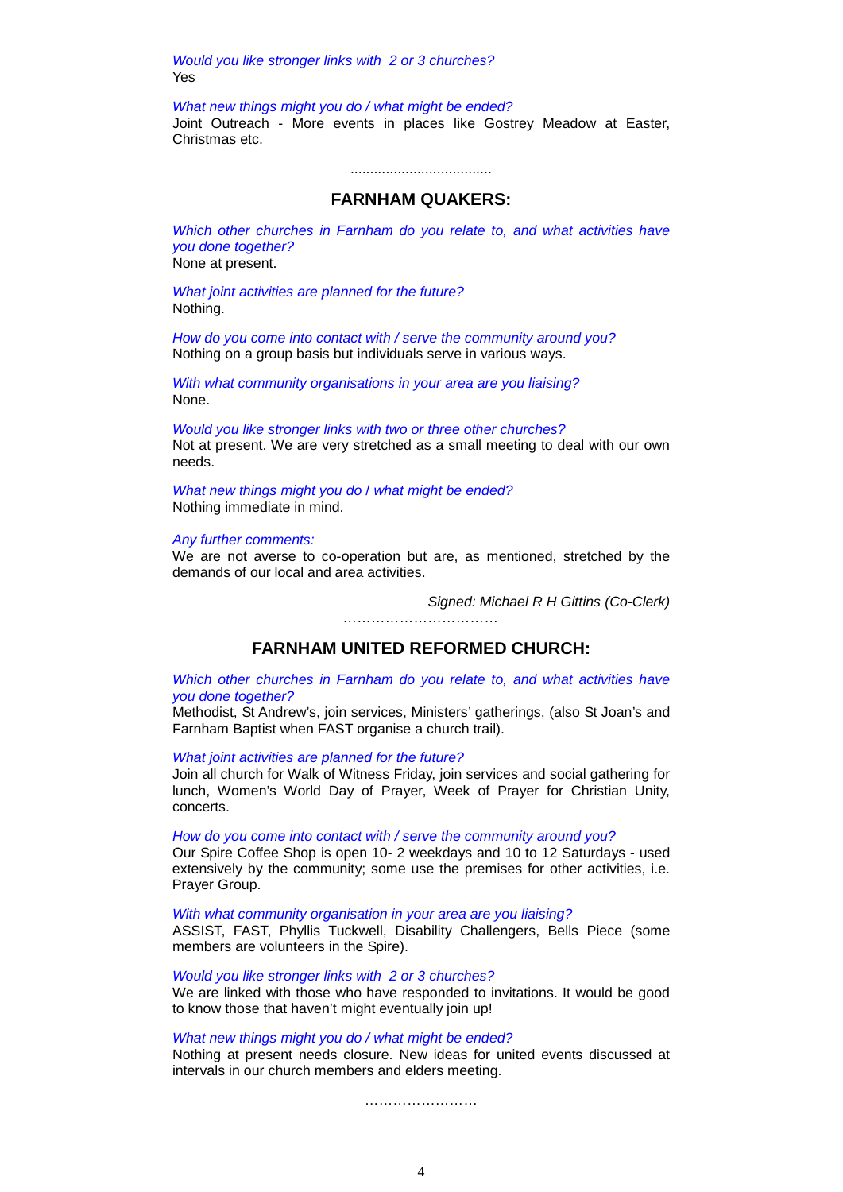*Would you like stronger links with 2 or 3 churches?*
Yes

*What new things might you do / what might be ended?*
Joint Outreach - More events in places like Gostrey Meadow at Easter, Christmas etc.

....................................

## FARNHAM QUAKERS:

*Which other churches in Farnham do you relate to, and what activities have you done together?*
None at present.

*What joint activities are planned for the future?*
Nothing.

*How do you come into contact with / serve the community around you?*
Nothing on a group basis but individuals serve in various ways.

*With what community organisations in your area are you liaising?*
None.

*Would you like stronger links with two or three other churches?*
Not at present. We are very stretched as a small meeting to deal with our own needs.

*What new things might you do / what might be ended?*
Nothing immediate in mind.

*Any further comments:*
We are not averse to co-operation but are, as mentioned, stretched by the demands of our local and area activities.

*Signed: Michael R H Gittins (Co-Clerk)*

……………………………

## FARNHAM UNITED REFORMED CHURCH:

*Which other churches in Farnham do you relate to, and what activities have you done together?*
Methodist, St Andrew's, join services, Ministers' gatherings, (also St Joan's and Farnham Baptist when FAST organise a church trail).

*What joint activities are planned for the future?*
Join all church for Walk of Witness Friday, join services and social gathering for lunch, Women's World Day of Prayer, Week of Prayer for Christian Unity, concerts.

*How do you come into contact with / serve the community around you?*
Our Spire Coffee Shop is open 10- 2 weekdays and 10 to 12 Saturdays - used extensively by the community; some use the premises for other activities, i.e. Prayer Group.

*With what community organisation in your area are you liaising?*
ASSIST, FAST, Phyllis Tuckwell, Disability Challengers, Bells Piece (some members are volunteers in the Spire).

*Would you like stronger links with 2 or 3 churches?*
We are linked with those who have responded to invitations. It would be good to know those that haven't might eventually join up!

*What new things might you do / what might be ended?*
Nothing at present needs closure. New ideas for united events discussed at intervals in our church members and elders meeting.

……………………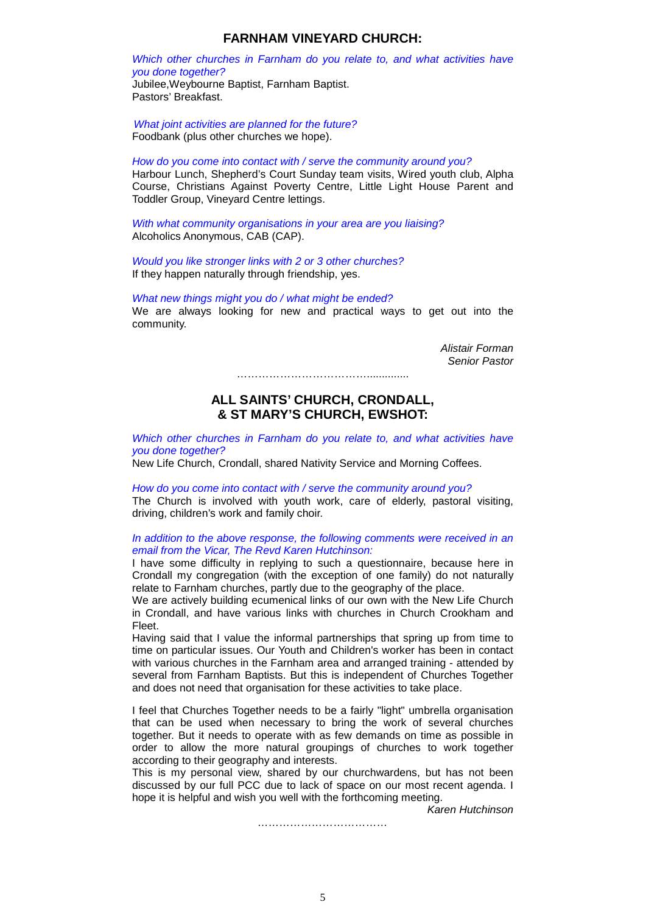## FARNHAM VINEYARD CHURCH:

*Which other churches in Farnham do you relate to, and what activities have you done together?*
Jubilee,Weybourne Baptist, Farnham Baptist.
Pastors' Breakfast.

*What joint activities are planned for the future?*
Foodbank (plus other churches we hope).

*How do you come into contact with / serve the community around you?*
Harbour Lunch, Shepherd's Court Sunday team visits, Wired youth club, Alpha Course, Christians Against Poverty Centre, Little Light House Parent and Toddler Group, Vineyard Centre lettings.

*With what community organisations in your area are you liaising?*
Alcoholics Anonymous, CAB (CAP).

*Would you like stronger links with 2 or 3 other churches?*
If they happen naturally through friendship, yes.

*What new things might you do / what might be ended?*
We are always looking for new and practical ways to get out into the community.

*Alistair Forman*
*Senior Pastor*

……………………………..............

## ALL SAINTS' CHURCH, CRONDALL, & ST MARY'S CHURCH, EWSHOT:

*Which other churches in Farnham do you relate to, and what activities have you done together?*
New Life Church, Crondall, shared Nativity Service and Morning Coffees.

*How do you come into contact with / serve the community around you?*
The Church is involved with youth work, care of elderly, pastoral visiting, driving, children's work and family choir.

*In addition to the above response, the following comments were received in an email from the Vicar, The Revd Karen Hutchinson:*
I have some difficulty in replying to such a questionnaire, because here in Crondall my congregation (with the exception of one family) do not naturally relate to Farnham churches, partly due to the geography of the place.
We are actively building ecumenical links of our own with the New Life Church in Crondall, and have various links with churches in Church Crookham and Fleet.
Having said that I value the informal partnerships that spring up from time to time on particular issues. Our Youth and Children's worker has been in contact with various churches in the Farnham area and arranged training - attended by several from Farnham Baptists. But this is independent of Churches Together and does not need that organisation for these activities to take place.

I feel that Churches Together needs to be a fairly "light" umbrella organisation that can be used when necessary to bring the work of several churches together. But it needs to operate with as few demands on time as possible in order to allow the more natural groupings of churches to work together according to their geography and interests.
This is my personal view, shared by our churchwardens, but has not been discussed by our full PCC due to lack of space on our most recent agenda. I hope it is helpful and wish you well with the forthcoming meeting.

*Karen Hutchinson*

………………………………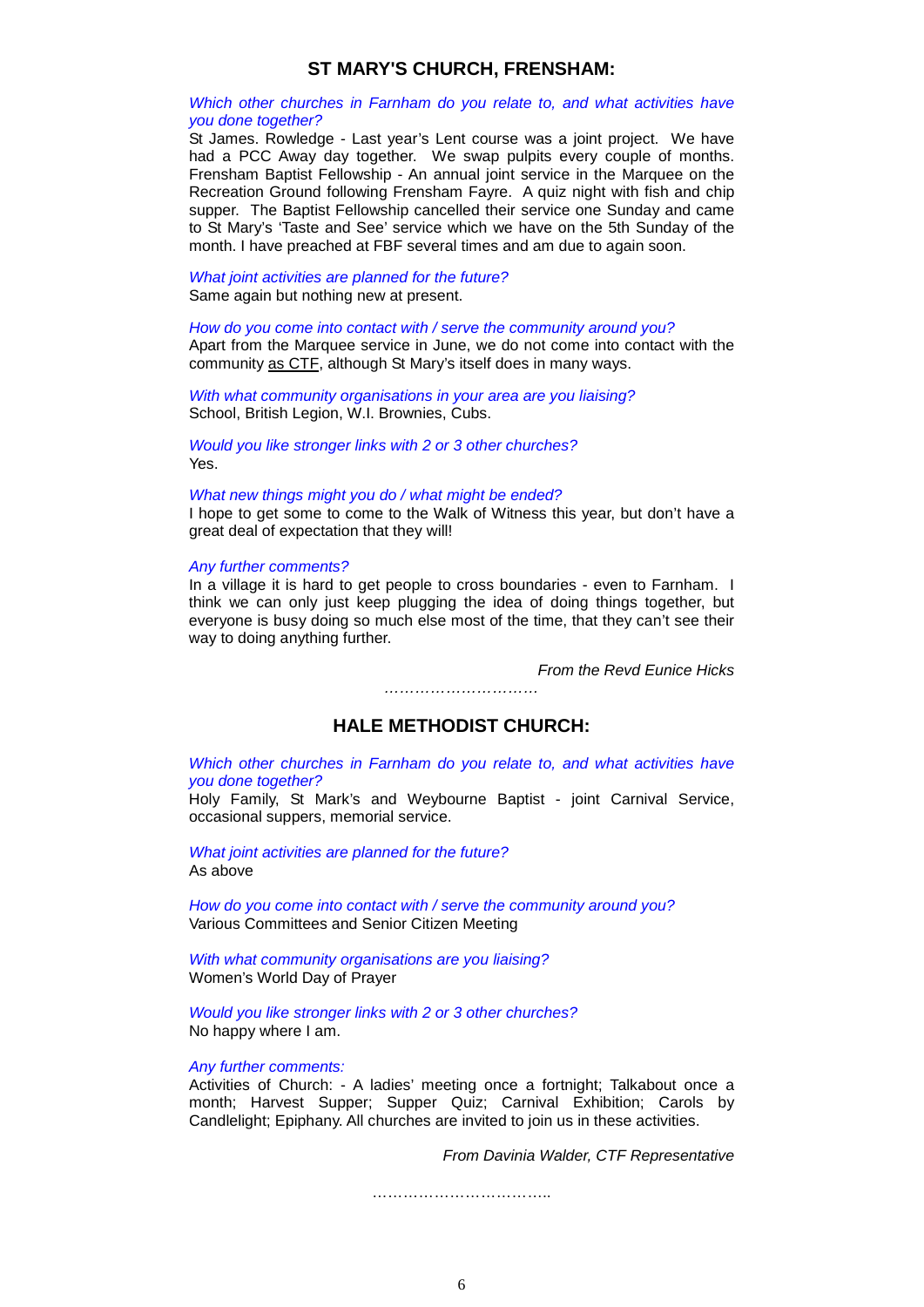## ST MARY'S CHURCH, FRENSHAM:

*Which other churches in Farnham do you relate to, and what activities have you done together?*

St James. Rowledge - Last year's Lent course was a joint project. We have had a PCC Away day together. We swap pulpits every couple of months. Frensham Baptist Fellowship - An annual joint service in the Marquee on the Recreation Ground following Frensham Fayre. A quiz night with fish and chip supper. The Baptist Fellowship cancelled their service one Sunday and came to St Mary's 'Taste and See' service which we have on the 5th Sunday of the month. I have preached at FBF several times and am due to again soon.

*What joint activities are planned for the future?*

Same again but nothing new at present.

*How do you come into contact with / serve the community around you?*

Apart from the Marquee service in June, we do not come into contact with the community <u>as CTF</u>, although St Mary's itself does in many ways.

*With what community organisations in your area are you liaising?*

School, British Legion, W.I. Brownies, Cubs.

*Would you like stronger links with 2 or 3 other churches?*

Yes.

*What new things might you do / what might be ended?*

I hope to get some to come to the Walk of Witness this year, but don't have a great deal of expectation that they will!

*Any further comments?*

In a village it is hard to get people to cross boundaries - even to Farnham. I think we can only just keep plugging the idea of doing things together, but everyone is busy doing so much else most of the time, that they can't see their way to doing anything further.

*From the Revd Eunice Hicks*

…………………………

## HALE METHODIST CHURCH:

*Which other churches in Farnham do you relate to, and what activities have you done together?*

Holy Family, St Mark's and Weybourne Baptist - joint Carnival Service, occasional suppers, memorial service.

*What joint activities are planned for the future?*

As above

*How do you come into contact with / serve the community around you?*

Various Committees and Senior Citizen Meeting

*With what community organisations are you liaising?*

Women's World Day of Prayer

*Would you like stronger links with 2 or 3 other churches?*

No happy where I am.

*Any further comments:*

Activities of Church: - A ladies' meeting once a fortnight; Talkabout once a month; Harvest Supper; Supper Quiz; Carnival Exhibition; Carols by Candlelight; Epiphany. All churches are invited to join us in these activities.

*From Davinia Walder, CTF Representative*

……………………………..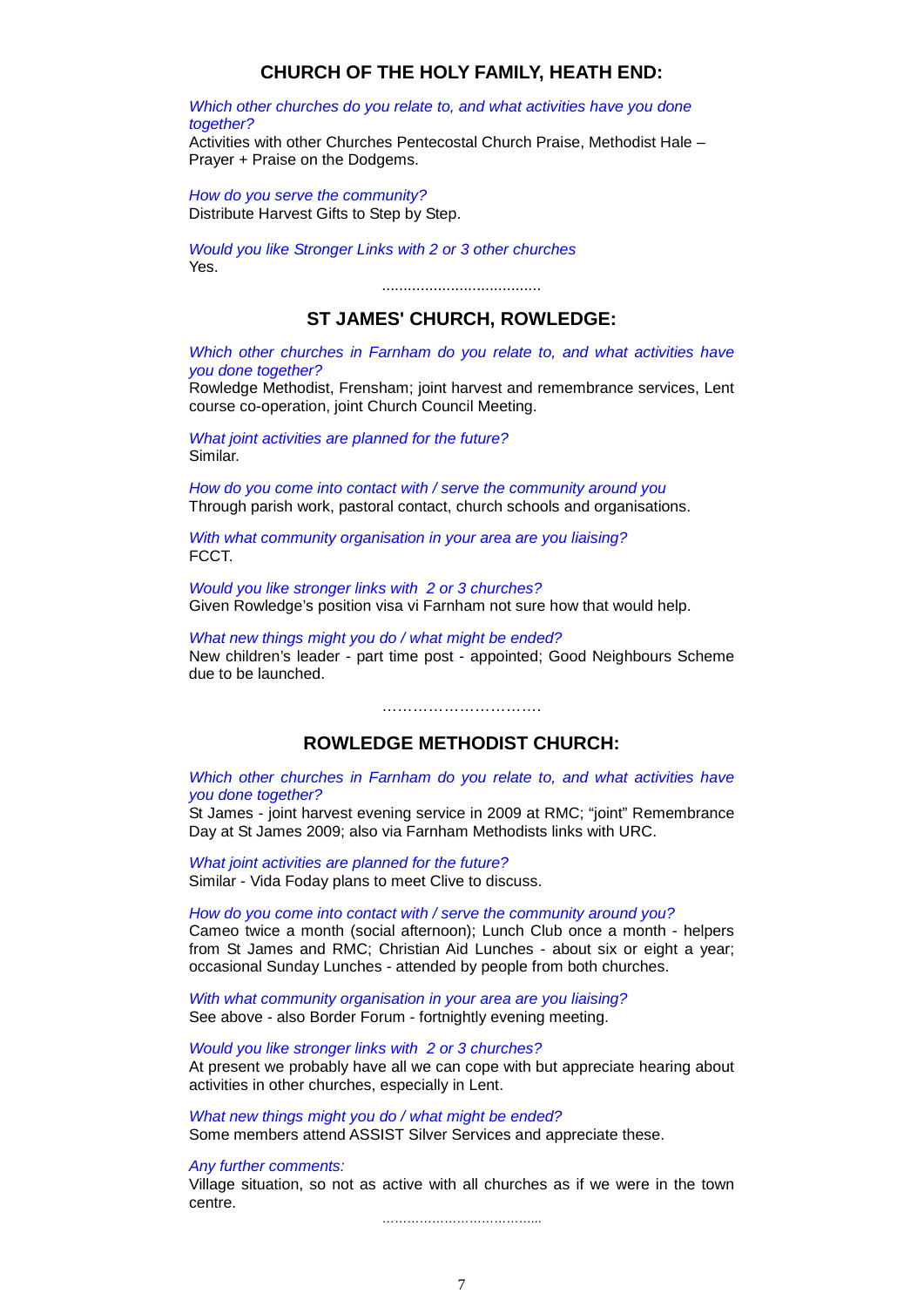## CHURCH OF THE HOLY FAMILY, HEATH END:

*Which other churches do you relate to, and what activities have you done together?*
Activities with other Churches Pentecostal Church Praise, Methodist Hale – Prayer + Praise on the Dodgems.

*How do you serve the community?*
Distribute Harvest Gifts to Step by Step.

*Would you like Stronger Links with 2 or 3 other churches*
Yes.

.....................................

## ST JAMES' CHURCH, ROWLEDGE:

*Which other churches in Farnham do you relate to, and what activities have you done together?*
Rowledge Methodist, Frensham; joint harvest and remembrance services, Lent course co-operation, joint Church Council Meeting.

*What joint activities are planned for the future?*
Similar.

*How do you come into contact with / serve the community around you*
Through parish work, pastoral contact, church schools and organisations.

*With what community organisation in your area are you liaising?*
FCCT.

*Would you like stronger links with 2 or 3 churches?*
Given Rowledge's position visa vi Farnham not sure how that would help.

*What new things might you do / what might be ended?*
New children's leader - part time post - appointed; Good Neighbours Scheme due to be launched.

…………………………

## ROWLEDGE METHODIST CHURCH:

*Which other churches in Farnham do you relate to, and what activities have you done together?*
St James - joint harvest evening service in 2009 at RMC; "joint" Remembrance Day at St James 2009; also via Farnham Methodists links with URC.

*What joint activities are planned for the future?*
Similar - Vida Foday plans to meet Clive to discuss.

*How do you come into contact with / serve the community around you?*
Cameo twice a month (social afternoon); Lunch Club once a month - helpers from St James and RMC; Christian Aid Lunches - about six or eight a year; occasional Sunday Lunches - attended by people from both churches.

*With what community organisation in your area are you liaising?*
See above - also Border Forum - fortnightly evening meeting.

*Would you like stronger links with 2 or 3 churches?*
At present we probably have all we can cope with but appreciate hearing about activities in other churches, especially in Lent.

*What new things might you do / what might be ended?*
Some members attend ASSIST Silver Services and appreciate these.

*Any further comments:*
Village situation, so not as active with all churches as if we were in the town centre.

…………………………………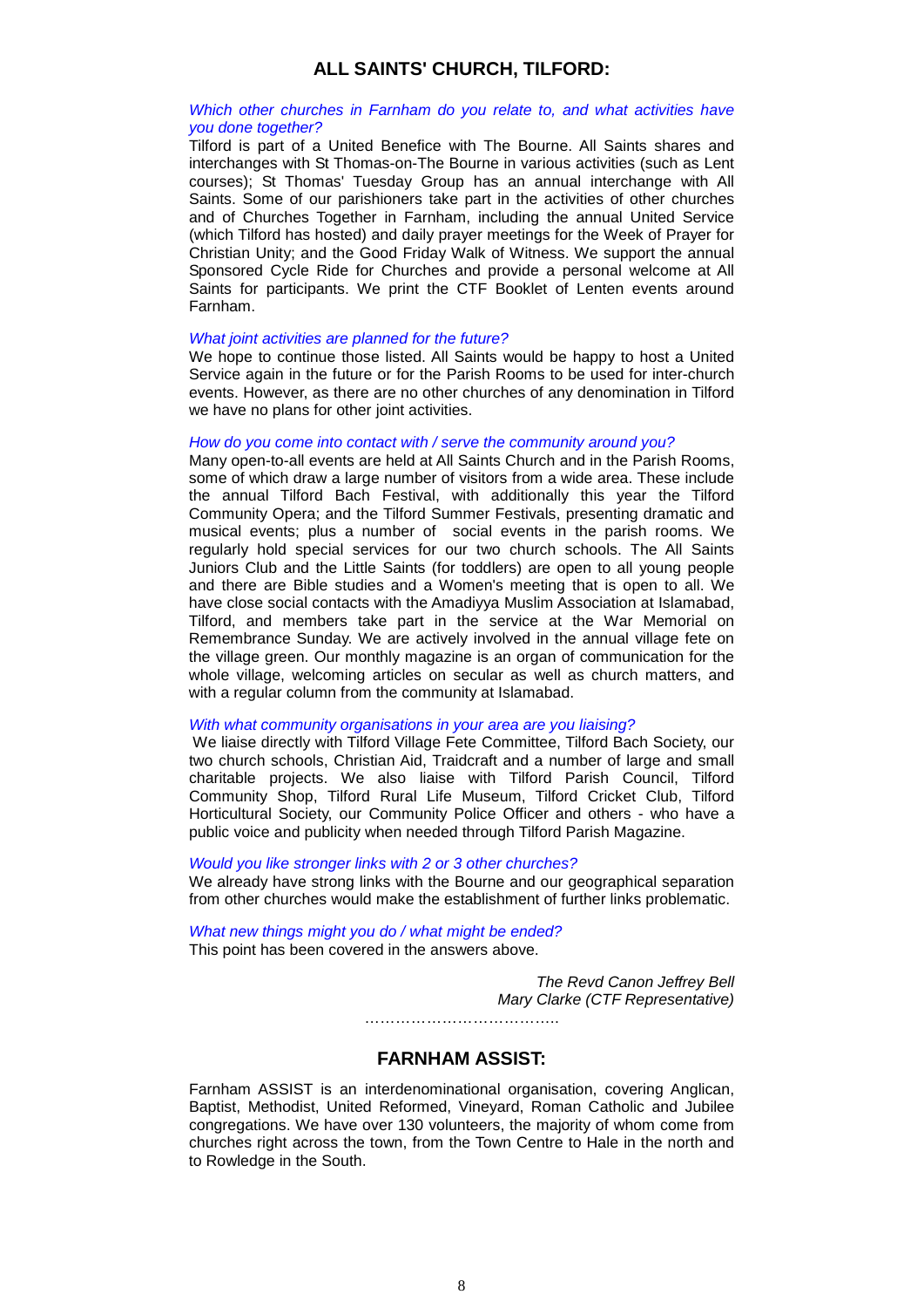## ALL SAINTS' CHURCH, TILFORD:

*Which other churches in Farnham do you relate to, and what activities have you done together?*

Tilford is part of a United Benefice with The Bourne. All Saints shares and interchanges with St Thomas-on-The Bourne in various activities (such as Lent courses); St Thomas' Tuesday Group has an annual interchange with All Saints. Some of our parishioners take part in the activities of other churches and of Churches Together in Farnham, including the annual United Service (which Tilford has hosted) and daily prayer meetings for the Week of Prayer for Christian Unity; and the Good Friday Walk of Witness. We support the annual Sponsored Cycle Ride for Churches and provide a personal welcome at All Saints for participants. We print the CTF Booklet of Lenten events around Farnham.

*What joint activities are planned for the future?*

We hope to continue those listed. All Saints would be happy to host a United Service again in the future or for the Parish Rooms to be used for inter-church events. However, as there are no other churches of any denomination in Tilford we have no plans for other joint activities.

*How do you come into contact with / serve the community around you?*

Many open-to-all events are held at All Saints Church and in the Parish Rooms, some of which draw a large number of visitors from a wide area. These include the annual Tilford Bach Festival, with additionally this year the Tilford Community Opera; and the Tilford Summer Festivals, presenting dramatic and musical events; plus a number of social events in the parish rooms. We regularly hold special services for our two church schools. The All Saints Juniors Club and the Little Saints (for toddlers) are open to all young people and there are Bible studies and a Women's meeting that is open to all. We have close social contacts with the Amadiyya Muslim Association at Islamabad, Tilford, and members take part in the service at the War Memorial on Remembrance Sunday. We are actively involved in the annual village fete on the village green. Our monthly magazine is an organ of communication for the whole village, welcoming articles on secular as well as church matters, and with a regular column from the community at Islamabad.

*With what community organisations in your area are you liaising?*

We liaise directly with Tilford Village Fete Committee, Tilford Bach Society, our two church schools, Christian Aid, Traidcraft and a number of large and small charitable projects. We also liaise with Tilford Parish Council, Tilford Community Shop, Tilford Rural Life Museum, Tilford Cricket Club, Tilford Horticultural Society, our Community Police Officer and others - who have a public voice and publicity when needed through Tilford Parish Magazine.

*Would you like stronger links with 2 or 3 other churches?*

We already have strong links with the Bourne and our geographical separation from other churches would make the establishment of further links problematic.

*What new things might you do / what might be ended?*

This point has been covered in the answers above.

*The Revd Canon Jeffrey Bell*
*Mary Clarke (CTF Representative)*

…………………………………

## FARNHAM ASSIST:

Farnham ASSIST is an interdenominational organisation, covering Anglican, Baptist, Methodist, United Reformed, Vineyard, Roman Catholic and Jubilee congregations. We have over 130 volunteers, the majority of whom come from churches right across the town, from the Town Centre to Hale in the north and to Rowledge in the South.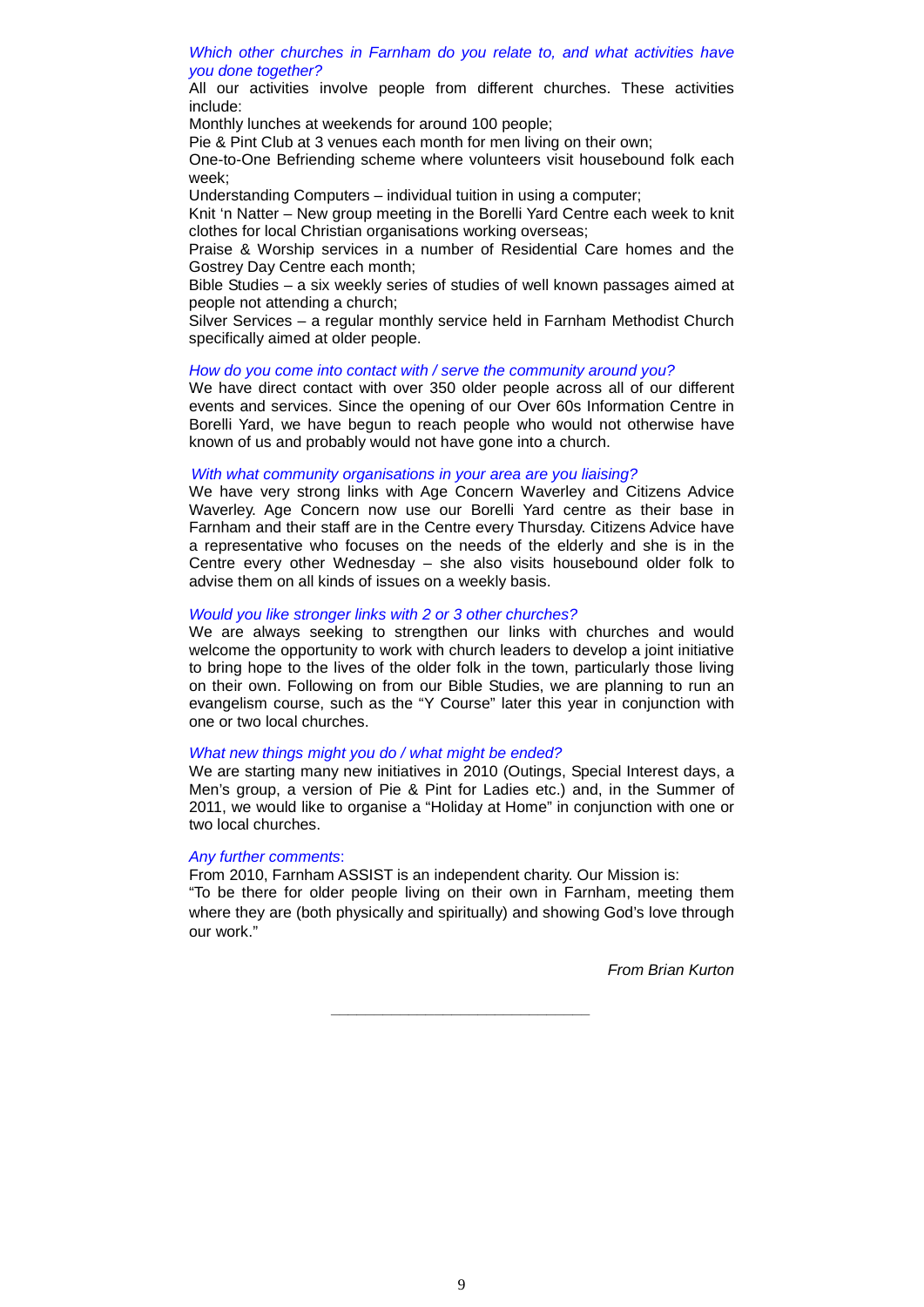*Which other churches in Farnham do you relate to, and what activities have you done together?*

All our activities involve people from different churches. These activities include:

Monthly lunches at weekends for around 100 people;

Pie & Pint Club at 3 venues each month for men living on their own;

One-to-One Befriending scheme where volunteers visit housebound folk each week;

Understanding Computers – individual tuition in using a computer;

Knit 'n Natter – New group meeting in the Borelli Yard Centre each week to knit clothes for local Christian organisations working overseas;

Praise & Worship services in a number of Residential Care homes and the Gostrey Day Centre each month;

Bible Studies – a six weekly series of studies of well known passages aimed at people not attending a church;

Silver Services – a regular monthly service held in Farnham Methodist Church specifically aimed at older people.

*How do you come into contact with / serve the community around you?*

We have direct contact with over 350 older people across all of our different events and services. Since the opening of our Over 60s Information Centre in Borelli Yard, we have begun to reach people who would not otherwise have known of us and probably would not have gone into a church.

*With what community organisations in your area are you liaising?*

We have very strong links with Age Concern Waverley and Citizens Advice Waverley. Age Concern now use our Borelli Yard centre as their base in Farnham and their staff are in the Centre every Thursday. Citizens Advice have a representative who focuses on the needs of the elderly and she is in the Centre every other Wednesday – she also visits housebound older folk to advise them on all kinds of issues on a weekly basis.

*Would you like stronger links with 2 or 3 other churches?*

We are always seeking to strengthen our links with churches and would welcome the opportunity to work with church leaders to develop a joint initiative to bring hope to the lives of the older folk in the town, particularly those living on their own. Following on from our Bible Studies, we are planning to run an evangelism course, such as the "Y Course" later this year in conjunction with one or two local churches.

*What new things might you do / what might be ended?*

We are starting many new initiatives in 2010 (Outings, Special Interest days, a Men's group, a version of Pie & Pint for Ladies etc.) and, in the Summer of 2011, we would like to organise a "Holiday at Home" in conjunction with one or two local churches.

*Any further comments*:

From 2010, Farnham ASSIST is an independent charity. Our Mission is:

"To be there for older people living on their own in Farnham, meeting them where they are (both physically and spiritually) and showing God's love through our work."

*From Brian Kurton*

---